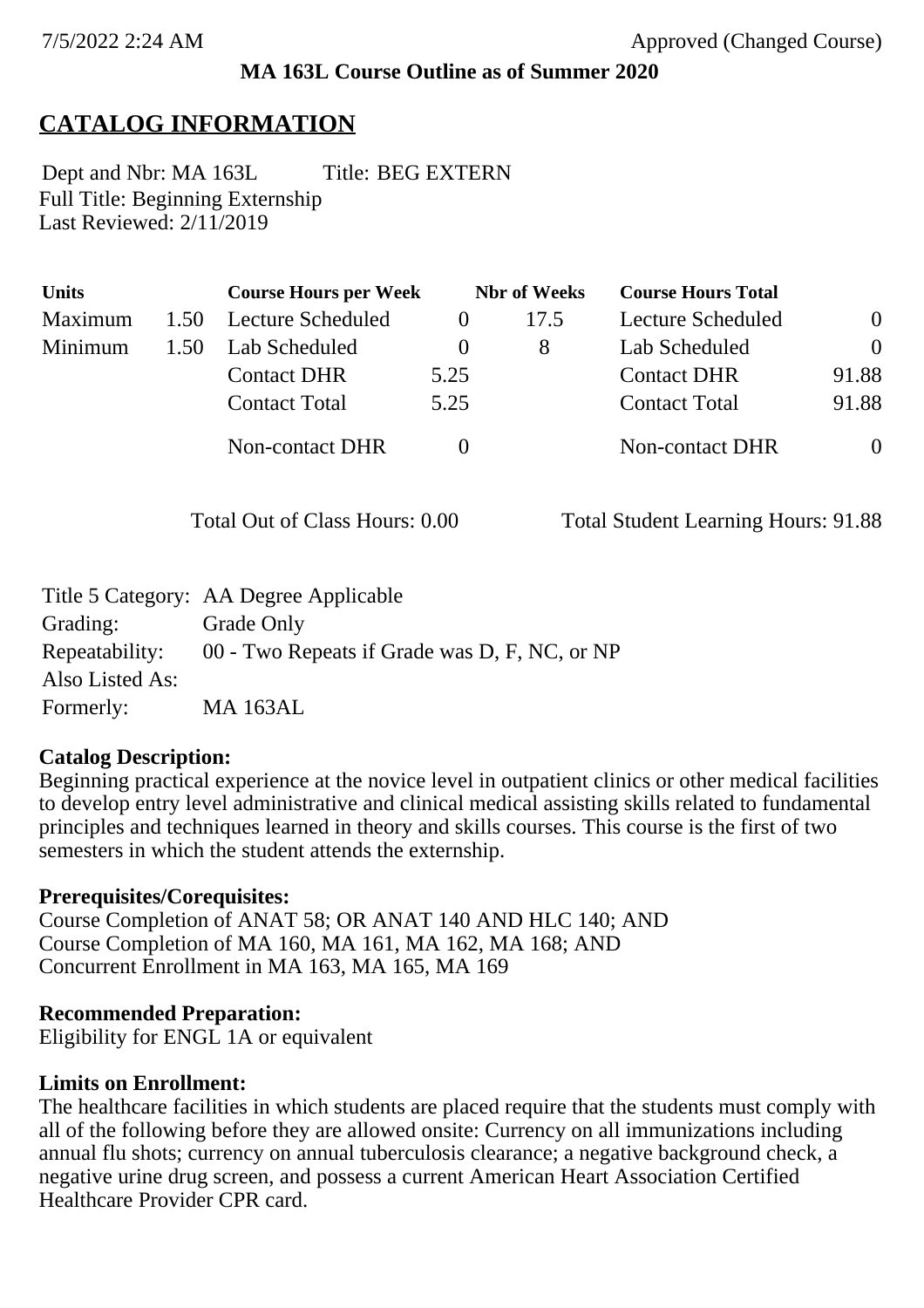7/5/2022 2:24 AM Approved (Changed Course)

**MA 163L Course Outline as of Summer 2020**

# CATALOG INFORMATION

Dept and Nbr: MA 163L Title: BEG EXTERN
Full Title: Beginning Externship
Last Reviewed: 2/11/2019

| Units | | Course Hours per Week | | Nbr of Weeks | Course Hours Total | |
|---|---|---|---|---|---|---|
| Maximum | 1.50 | Lecture Scheduled | 0 | 17.5 | Lecture Scheduled | 0 |
| Minimum | 1.50 | Lab Scheduled | 0 | 8 | Lab Scheduled | 0 |
| | | Contact DHR | 5.25 | | Contact DHR | 91.88 |
| | | Contact Total | 5.25 | | Contact Total | 91.88 |
| | | Non-contact DHR | 0 | | Non-contact DHR | 0 |

Total Out of Class Hours: 0.00 Total Student Learning Hours: 91.88

| | |
|---|---|
| Title 5 Category: | AA Degree Applicable |
| Grading: | Grade Only |
| Repeatability: | 00 - Two Repeats if Grade was D, F, NC, or NP |
| Also Listed As: | |
| Formerly: | MA 163AL |

**Catalog Description:**
Beginning practical experience at the novice level in outpatient clinics or other medical facilities to develop entry level administrative and clinical medical assisting skills related to fundamental principles and techniques learned in theory and skills courses. This course is the first of two semesters in which the student attends the externship.

**Prerequisites/Corequisites:**
Course Completion of ANAT 58; OR ANAT 140 AND HLC 140; AND
Course Completion of MA 160, MA 161, MA 162, MA 168; AND
Concurrent Enrollment in MA 163, MA 165, MA 169

**Recommended Preparation:**
Eligibility for ENGL 1A or equivalent

**Limits on Enrollment:**
The healthcare facilities in which students are placed require that the students must comply with all of the following before they are allowed onsite: Currency on all immunizations including annual flu shots; currency on annual tuberculosis clearance; a negative background check, a negative urine drug screen, and possess a current American Heart Association Certified Healthcare Provider CPR card.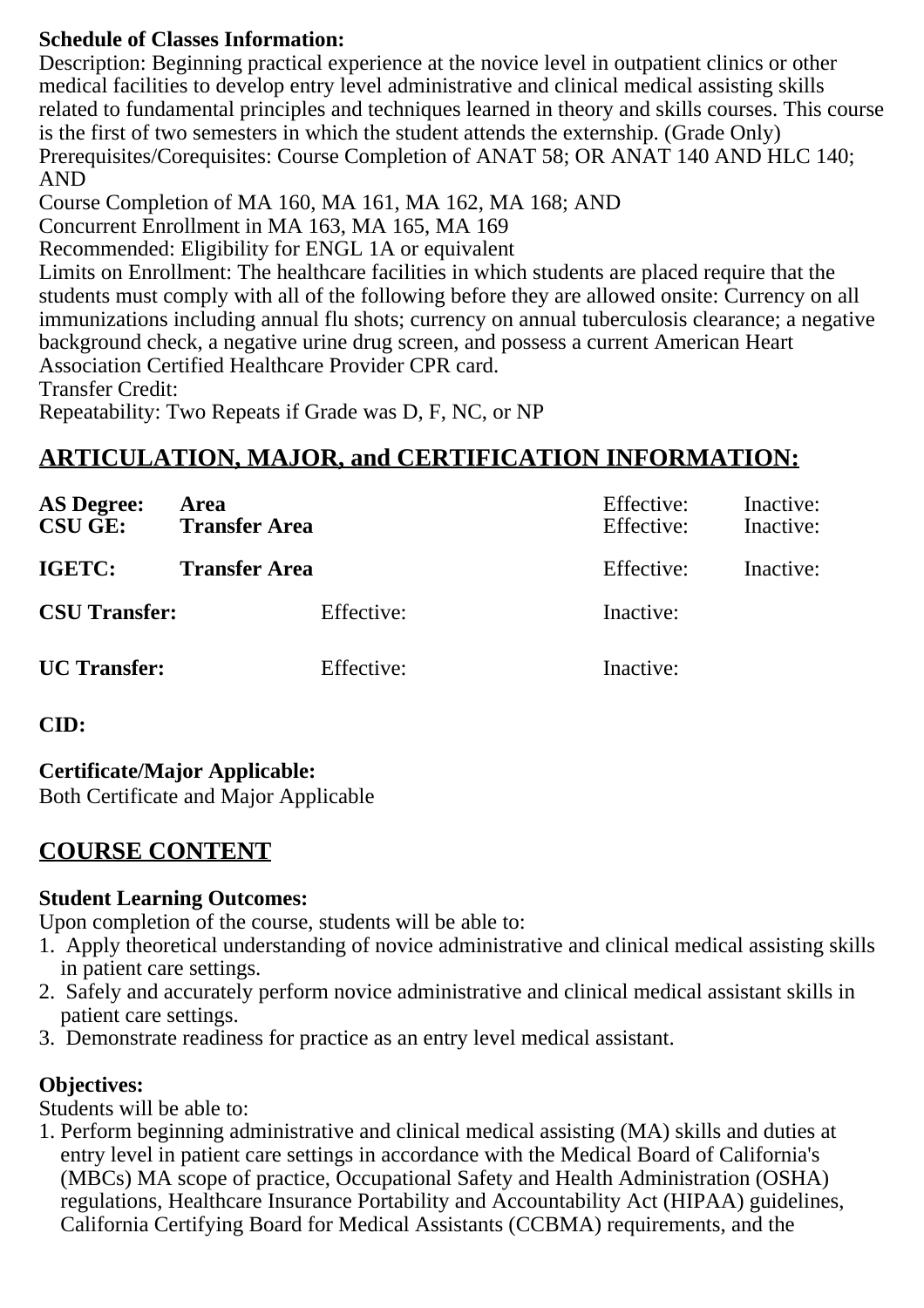**Schedule of Classes Information:**
Description: Beginning practical experience at the novice level in outpatient clinics or other medical facilities to develop entry level administrative and clinical medical assisting skills related to fundamental principles and techniques learned in theory and skills courses. This course is the first of two semesters in which the student attends the externship. (Grade Only)
Prerequisites/Corequisites: Course Completion of ANAT 58; OR ANAT 140 AND HLC 140; AND
Course Completion of MA 160, MA 161, MA 162, MA 168; AND
Concurrent Enrollment in MA 163, MA 165, MA 169
Recommended: Eligibility for ENGL 1A or equivalent
Limits on Enrollment: The healthcare facilities in which students are placed require that the students must comply with all of the following before they are allowed onsite: Currency on all immunizations including annual flu shots; currency on annual tuberculosis clearance; a negative background check, a negative urine drug screen, and possess a current American Heart Association Certified Healthcare Provider CPR card.
Transfer Credit:
Repeatability: Two Repeats if Grade was D, F, NC, or NP

## ARTICULATION, MAJOR, and CERTIFICATION INFORMATION:

| | | | |
|---|---|---|---|
| **AS Degree:** | **Area** | Effective: | Inactive: |
| **CSU GE:** | **Transfer Area** | Effective: | Inactive: |
| **IGETC:** | **Transfer Area** | Effective: | Inactive: |
| **CSU Transfer:** | Effective: | Inactive: | |
| **UC Transfer:** | Effective: | Inactive: | |

**CID:**

**Certificate/Major Applicable:**
Both Certificate and Major Applicable

## COURSE CONTENT

**Student Learning Outcomes:**
Upon completion of the course, students will be able to:
1. Apply theoretical understanding of novice administrative and clinical medical assisting skills in patient care settings.
2. Safely and accurately perform novice administrative and clinical medical assistant skills in patient care settings.
3. Demonstrate readiness for practice as an entry level medical assistant.

**Objectives:**
Students will be able to:
1. Perform beginning administrative and clinical medical assisting (MA) skills and duties at entry level in patient care settings in accordance with the Medical Board of California's (MBCs) MA scope of practice, Occupational Safety and Health Administration (OSHA) regulations, Healthcare Insurance Portability and Accountability Act (HIPAA) guidelines, California Certifying Board for Medical Assistants (CCBMA) requirements, and the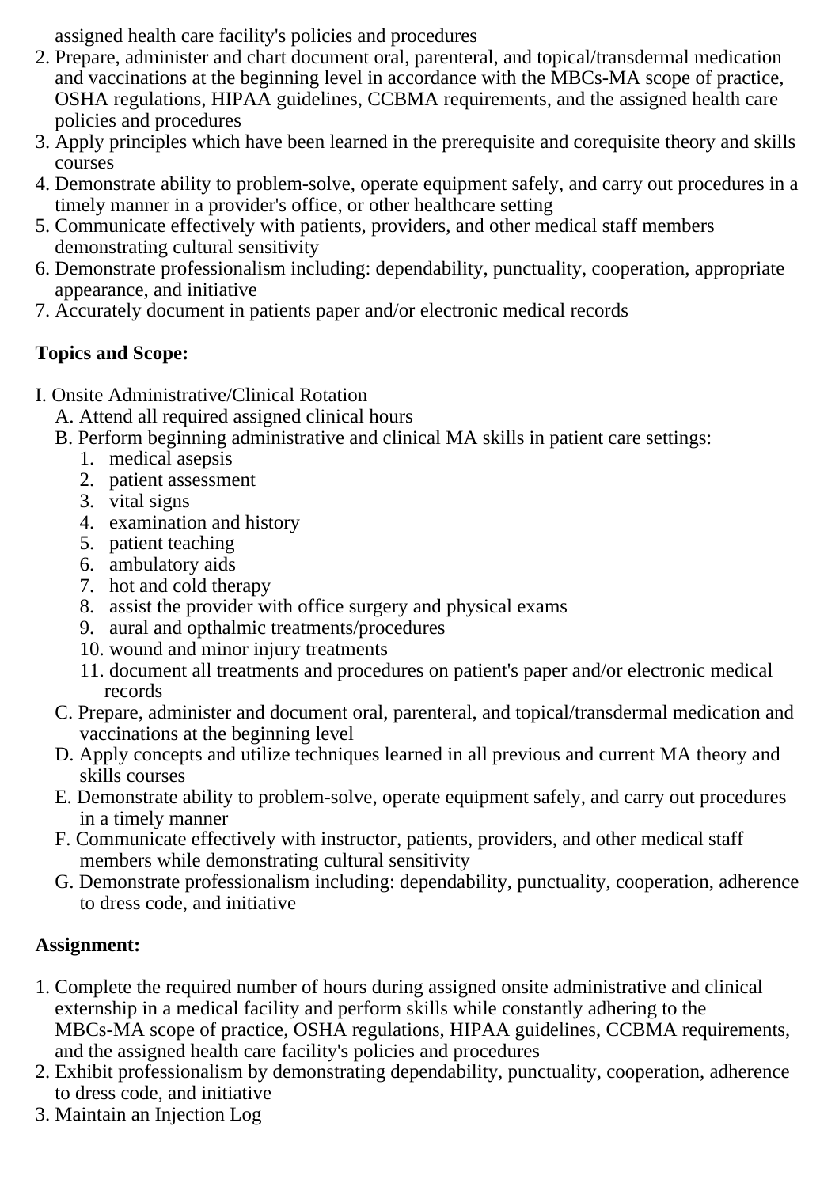assigned health care facility's policies and procedures
2. Prepare, administer and chart document oral, parenteral, and topical/transdermal medication and vaccinations at the beginning level in accordance with the MBCs-MA scope of practice, OSHA regulations, HIPAA guidelines, CCBMA requirements, and the assigned health care policies and procedures
3. Apply principles which have been learned in the prerequisite and corequisite theory and skills courses
4. Demonstrate ability to problem-solve, operate equipment safely, and carry out procedures in a timely manner in a provider's office, or other healthcare setting
5. Communicate effectively with patients, providers, and other medical staff members demonstrating cultural sensitivity
6. Demonstrate professionalism including: dependability, punctuality, cooperation, appropriate appearance, and initiative
7. Accurately document in patients paper and/or electronic medical records

**Topics and Scope:**

I. Onsite Administrative/Clinical Rotation
   A. Attend all required assigned clinical hours
   B. Perform beginning administrative and clinical MA skills in patient care settings:
      1. medical asepsis
      2. patient assessment
      3. vital signs
      4. examination and history
      5. patient teaching
      6. ambulatory aids
      7. hot and cold therapy
      8. assist the provider with office surgery and physical exams
      9. aural and opthalmic treatments/procedures
      10. wound and minor injury treatments
      11. document all treatments and procedures on patient's paper and/or electronic medical records
   C. Prepare, administer and document oral, parenteral, and topical/transdermal medication and vaccinations at the beginning level
   D. Apply concepts and utilize techniques learned in all previous and current MA theory and skills courses
   E. Demonstrate ability to problem-solve, operate equipment safely, and carry out procedures in a timely manner
   F. Communicate effectively with instructor, patients, providers, and other medical staff members while demonstrating cultural sensitivity
   G. Demonstrate professionalism including: dependability, punctuality, cooperation, adherence to dress code, and initiative

**Assignment:**

1. Complete the required number of hours during assigned onsite administrative and clinical externship in a medical facility and perform skills while constantly adhering to the MBCs-MA scope of practice, OSHA regulations, HIPAA guidelines, CCBMA requirements, and the assigned health care facility's policies and procedures
2. Exhibit professionalism by demonstrating dependability, punctuality, cooperation, adherence to dress code, and initiative
3. Maintain an Injection Log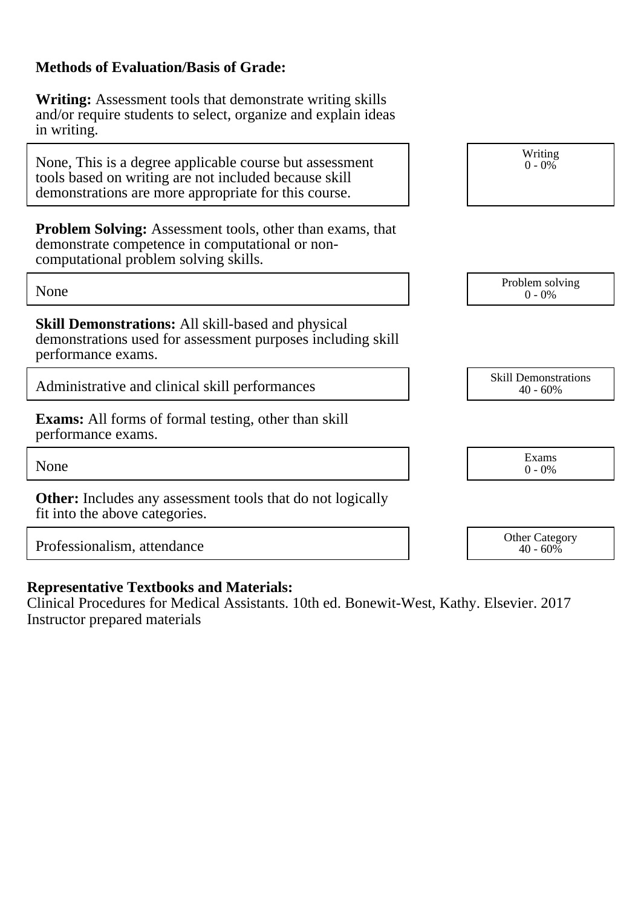**Methods of Evaluation/Basis of Grade:**

**Writing:** Assessment tools that demonstrate writing skills and/or require students to select, organize and explain ideas in writing.

| | |
|---|---|
| None, This is a degree applicable course but assessment tools based on writing are not included because skill demonstrations are more appropriate for this course. | Writing<br>0 - 0% |

**Problem Solving:** Assessment tools, other than exams, that demonstrate competence in computational or non-computational problem solving skills.

| | |
|---|---|
| None | Problem solving<br>0 - 0% |

**Skill Demonstrations:** All skill-based and physical demonstrations used for assessment purposes including skill performance exams.

| | |
|---|---|
| Administrative and clinical skill performances | Skill Demonstrations<br>40 - 60% |

**Exams:** All forms of formal testing, other than skill performance exams.

| | |
|---|---|
| None | Exams<br>0 - 0% |

**Other:** Includes any assessment tools that do not logically fit into the above categories.

| | |
|---|---|
| Professionalism, attendance | Other Category<br>40 - 60% |

**Representative Textbooks and Materials:**

Clinical Procedures for Medical Assistants. 10th ed. Bonewit-West, Kathy. Elsevier. 2017
Instructor prepared materials